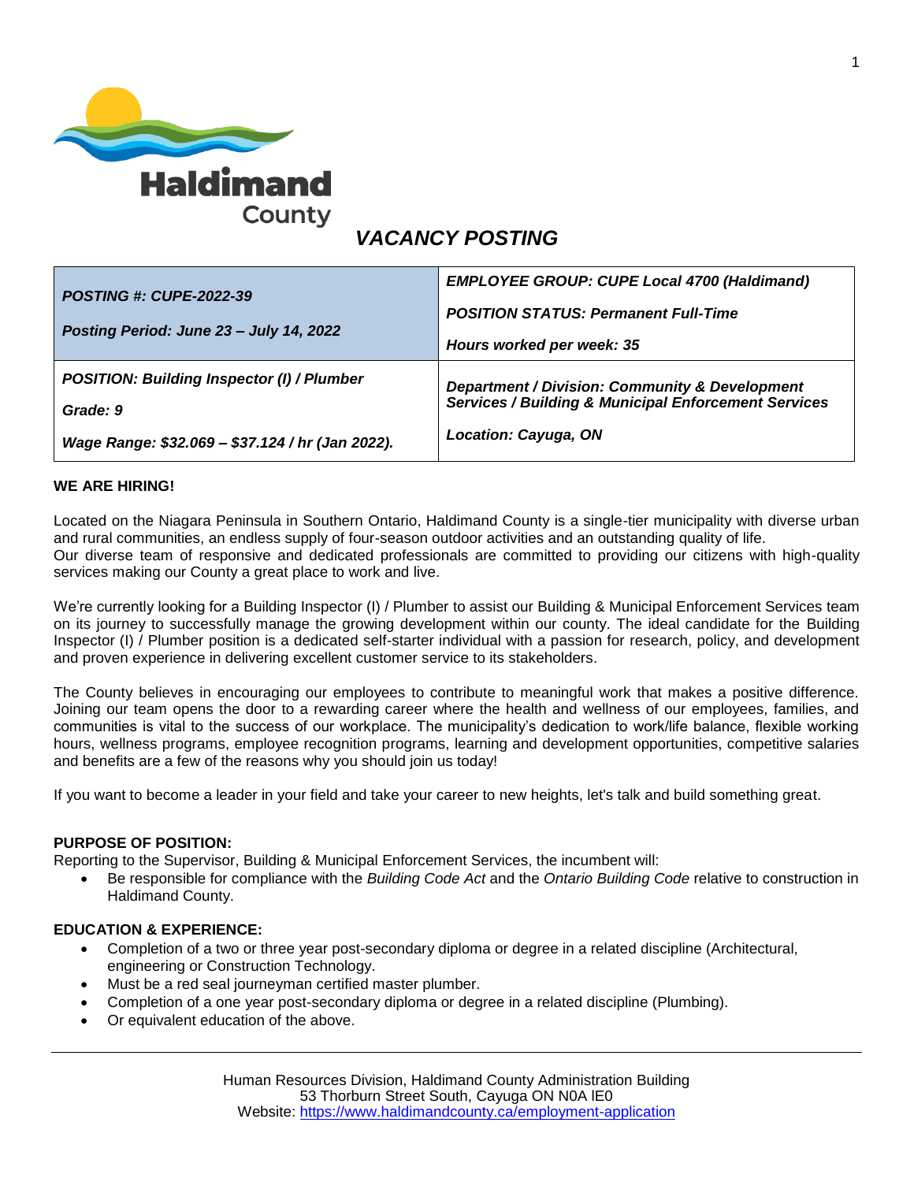Haldimand County

# VACANCY POSTING

| | |
|---|---|
| ***POSTING #: CUPE-2022-39***<br><br>***Posting Period: June 23 – July 14, 2022*** | ***EMPLOYEE GROUP: CUPE Local 4700 (Haldimand)***<br><br>***POSITION STATUS: Permanent Full-Time***<br><br>***Hours worked per week: 35*** |
| ***POSITION: Building Inspector (I) / Plumber***<br><br>***Grade: 9***<br><br>***Wage Range: $32.069 – $37.124 / hr (Jan 2022).*** | ***Department / Division: Community & Development Services / Building & Municipal Enforcement Services***<br><br>***Location: Cayuga, ON*** |

**WE ARE HIRING!**

Located on the Niagara Peninsula in Southern Ontario, Haldimand County is a single-tier municipality with diverse urban and rural communities, an endless supply of four-season outdoor activities and an outstanding quality of life. Our diverse team of responsive and dedicated professionals are committed to providing our citizens with high-quality services making our County a great place to work and live.

We're currently looking for a Building Inspector (I) / Plumber to assist our Building & Municipal Enforcement Services team on its journey to successfully manage the growing development within our county. The ideal candidate for the Building Inspector (I) / Plumber position is a dedicated self-starter individual with a passion for research, policy, and development and proven experience in delivering excellent customer service to its stakeholders.

The County believes in encouraging our employees to contribute to meaningful work that makes a positive difference. Joining our team opens the door to a rewarding career where the health and wellness of our employees, families, and communities is vital to the success of our workplace. The municipality's dedication to work/life balance, flexible working hours, wellness programs, employee recognition programs, learning and development opportunities, competitive salaries and benefits are a few of the reasons why you should join us today!

If you want to become a leader in your field and take your career to new heights, let's talk and build something great.

**PURPOSE OF POSITION:**

Reporting to the Supervisor, Building & Municipal Enforcement Services, the incumbent will:

- Be responsible for compliance with the *Building Code Act* and the *Ontario Building Code* relative to construction in Haldimand County.

**EDUCATION & EXPERIENCE:**

- Completion of a two or three year post-secondary diploma or degree in a related discipline (Architectural, engineering or Construction Technology.
- Must be a red seal journeyman certified master plumber.
- Completion of a one year post-secondary diploma or degree in a related discipline (Plumbing).
- Or equivalent education of the above.

Human Resources Division, Haldimand County Administration Building
53 Thorburn Street South, Cayuga ON N0A lE0
Website: https://www.haldimandcounty.ca/employment-application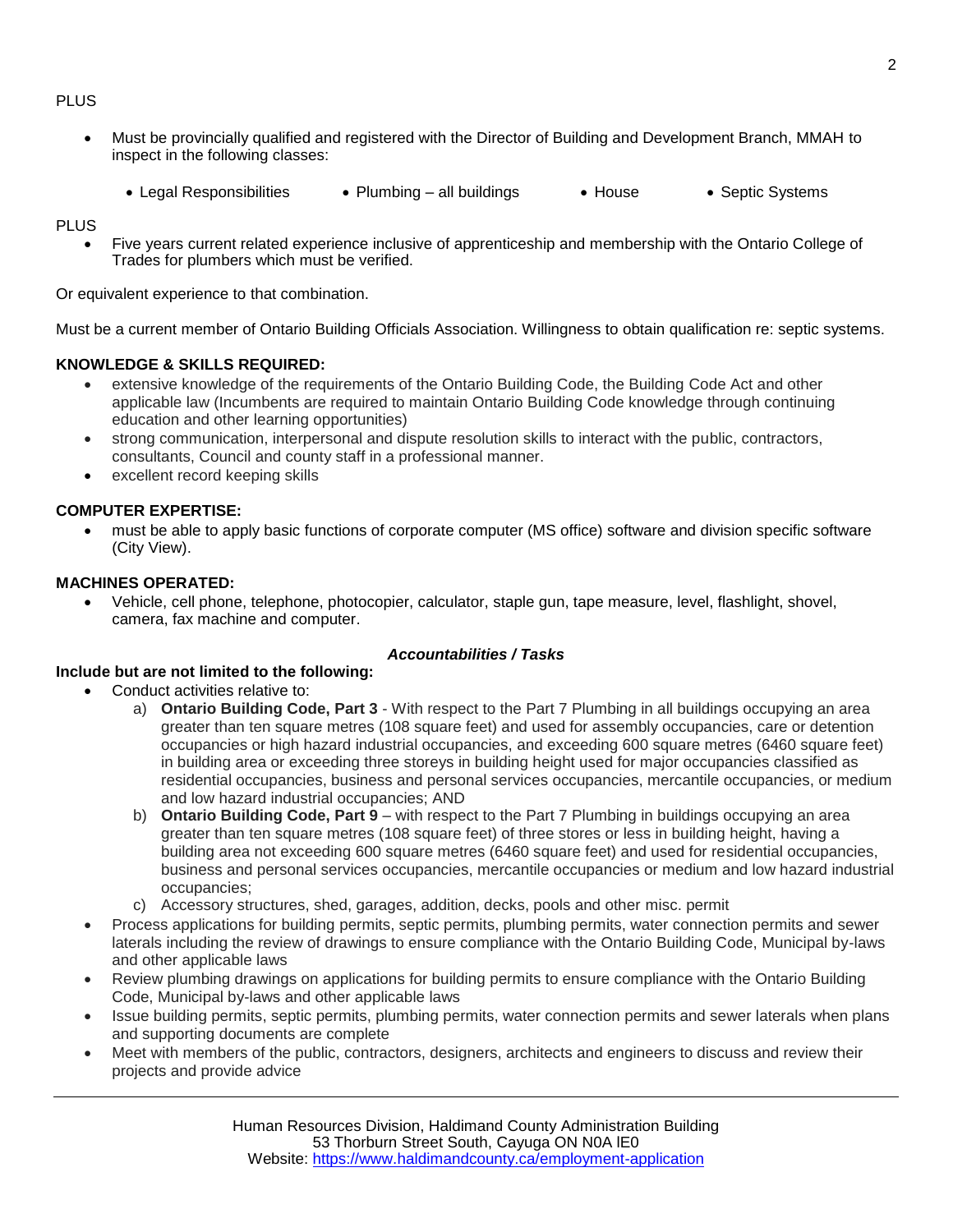PLUS

- Must be provincially qualified and registered with the Director of Building and Development Branch, MMAH to inspect in the following classes:
  - Legal Responsibilities
  - Plumbing – all buildings
  - House
  - Septic Systems

PLUS

- Five years current related experience inclusive of apprenticeship and membership with the Ontario College of Trades for plumbers which must be verified.

Or equivalent experience to that combination.

Must be a current member of Ontario Building Officials Association. Willingness to obtain qualification re: septic systems.

**KNOWLEDGE & SKILLS REQUIRED:**

- extensive knowledge of the requirements of the Ontario Building Code, the Building Code Act and other applicable law (Incumbents are required to maintain Ontario Building Code knowledge through continuing education and other learning opportunities)
- strong communication, interpersonal and dispute resolution skills to interact with the public, contractors, consultants, Council and county staff in a professional manner.
- excellent record keeping skills

**COMPUTER EXPERTISE:**

- must be able to apply basic functions of corporate computer (MS office) software and division specific software (City View).

**MACHINES OPERATED:**

- Vehicle, cell phone, telephone, photocopier, calculator, staple gun, tape measure, level, flashlight, shovel, camera, fax machine and computer.

***Accountabilities / Tasks***

**Include but are not limited to the following:**

- Conduct activities relative to:
  a) **Ontario Building Code, Part 3** - With respect to the Part 7 Plumbing in all buildings occupying an area greater than ten square metres (108 square feet) and used for assembly occupancies, care or detention occupancies or high hazard industrial occupancies, and exceeding 600 square metres (6460 square feet) in building area or exceeding three storeys in building height used for major occupancies classified as residential occupancies, business and personal services occupancies, mercantile occupancies, or medium and low hazard industrial occupancies; AND
  b) **Ontario Building Code, Part 9** – with respect to the Part 7 Plumbing in buildings occupying an area greater than ten square metres (108 square feet) of three stores or less in building height, having a building area not exceeding 600 square metres (6460 square feet) and used for residential occupancies, business and personal services occupancies, mercantile occupancies or medium and low hazard industrial occupancies;
  c) Accessory structures, shed, garages, addition, decks, pools and other misc. permit
- Process applications for building permits, septic permits, plumbing permits, water connection permits and sewer laterals including the review of drawings to ensure compliance with the Ontario Building Code, Municipal by-laws and other applicable laws
- Review plumbing drawings on applications for building permits to ensure compliance with the Ontario Building Code, Municipal by-laws and other applicable laws
- Issue building permits, septic permits, plumbing permits, water connection permits and sewer laterals when plans and supporting documents are complete
- Meet with members of the public, contractors, designers, architects and engineers to discuss and review their projects and provide advice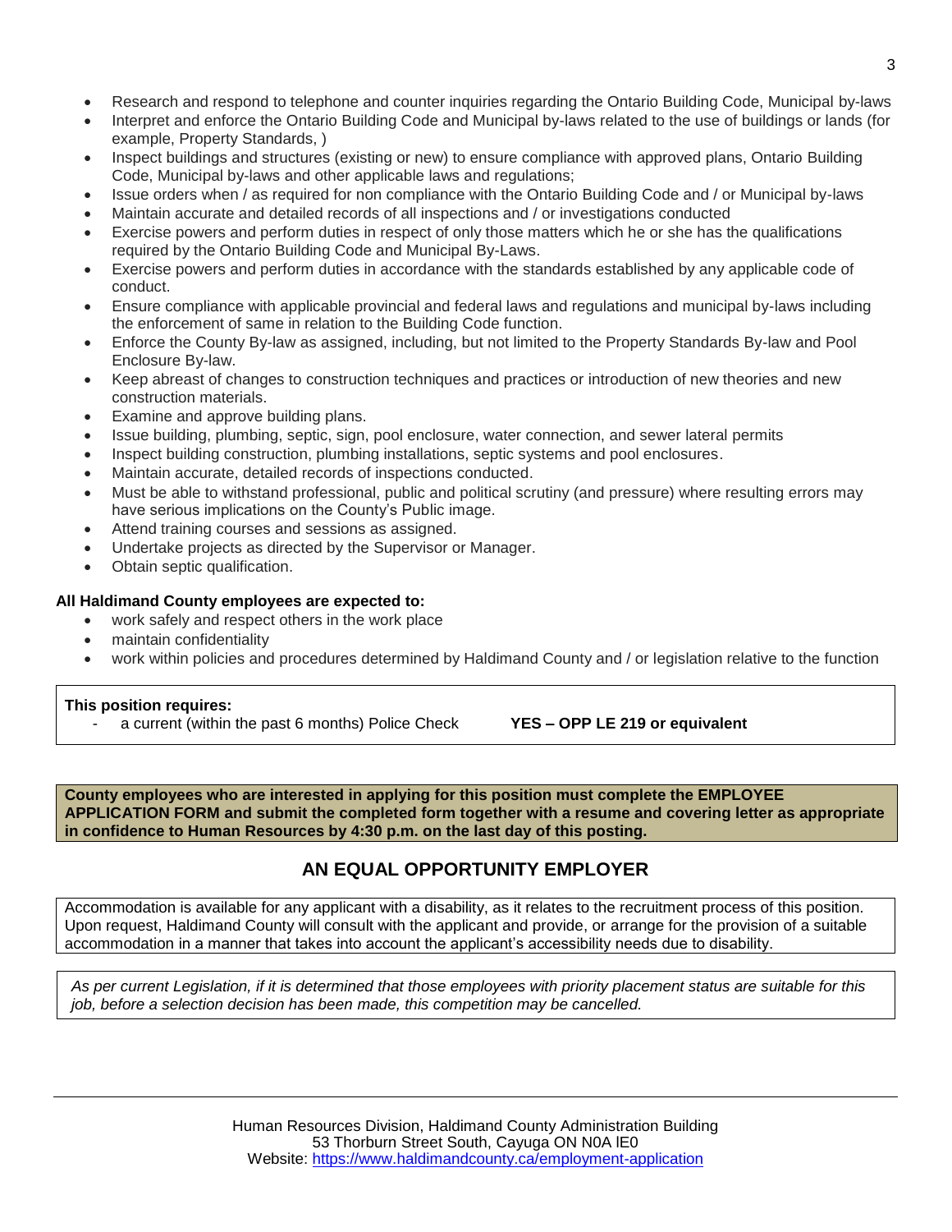- Research and respond to telephone and counter inquiries regarding the Ontario Building Code, Municipal by-laws
- Interpret and enforce the Ontario Building Code and Municipal by-laws related to the use of buildings or lands (for example, Property Standards, )
- Inspect buildings and structures (existing or new) to ensure compliance with approved plans, Ontario Building Code, Municipal by-laws and other applicable laws and regulations;
- Issue orders when / as required for non compliance with the Ontario Building Code and / or Municipal by-laws
- Maintain accurate and detailed records of all inspections and / or investigations conducted
- Exercise powers and perform duties in respect of only those matters which he or she has the qualifications required by the Ontario Building Code and Municipal By-Laws.
- Exercise powers and perform duties in accordance with the standards established by any applicable code of conduct.
- Ensure compliance with applicable provincial and federal laws and regulations and municipal by-laws including the enforcement of same in relation to the Building Code function.
- Enforce the County By-law as assigned, including, but not limited to the Property Standards By-law and Pool Enclosure By-law.
- Keep abreast of changes to construction techniques and practices or introduction of new theories and new construction materials.
- Examine and approve building plans.
- Issue building, plumbing, septic, sign, pool enclosure, water connection, and sewer lateral permits
- Inspect building construction, plumbing installations, septic systems and pool enclosures.
- Maintain accurate, detailed records of inspections conducted.
- Must be able to withstand professional, public and political scrutiny (and pressure) where resulting errors may have serious implications on the County's Public image.
- Attend training courses and sessions as assigned.
- Undertake projects as directed by the Supervisor or Manager.
- Obtain septic qualification.

**All Haldimand County employees are expected to:**

- work safely and respect others in the work place
- maintain confidentiality
- work within policies and procedures determined by Haldimand County and / or legislation relative to the function

**This position requires:**

- a current (within the past 6 months) Police Check **YES – OPP LE 219 or equivalent**

**County employees who are interested in applying for this position must complete the EMPLOYEE APPLICATION FORM and submit the completed form together with a resume and covering letter as appropriate in confidence to Human Resources by 4:30 p.m. on the last day of this posting.**

## AN EQUAL OPPORTUNITY EMPLOYER

Accommodation is available for any applicant with a disability, as it relates to the recruitment process of this position. Upon request, Haldimand County will consult with the applicant and provide, or arrange for the provision of a suitable accommodation in a manner that takes into account the applicant's accessibility needs due to disability.

*As per current Legislation, if it is determined that those employees with priority placement status are suitable for this job, before a selection decision has been made, this competition may be cancelled.*

Human Resources Division, Haldimand County Administration Building
53 Thorburn Street South, Cayuga ON N0A lE0
Website: https://www.haldimandcounty.ca/employment-application